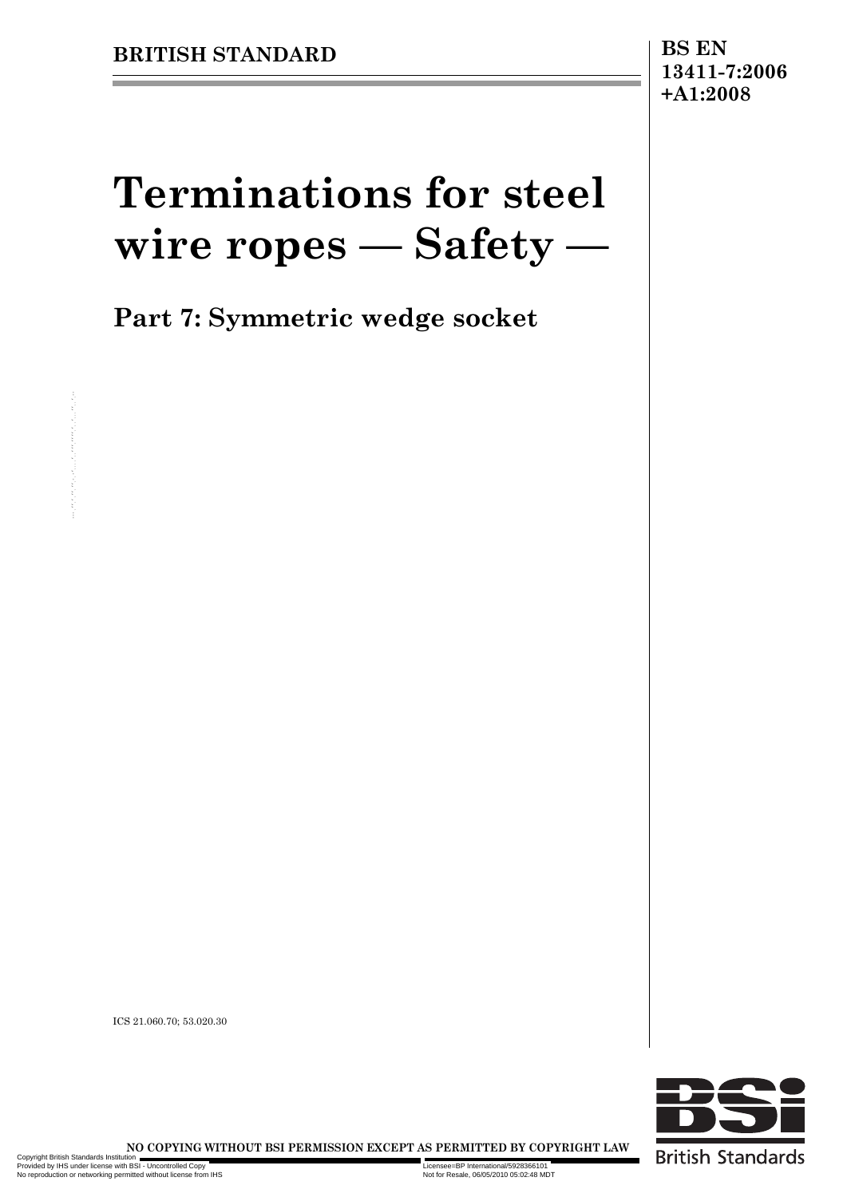**BRITISH STANDARD**

**BS EN 13411-7:2006 +A1:2008**

# Terminations for steel wire ropes — Safety —

## Part 7: Symmetric wedge socket

ICS 21.060.70; 53.020.30

**NO COPYING WITHOUT BSI PERMISSION EXCEPT AS PERMITTED BY COPYRIGHT LAW**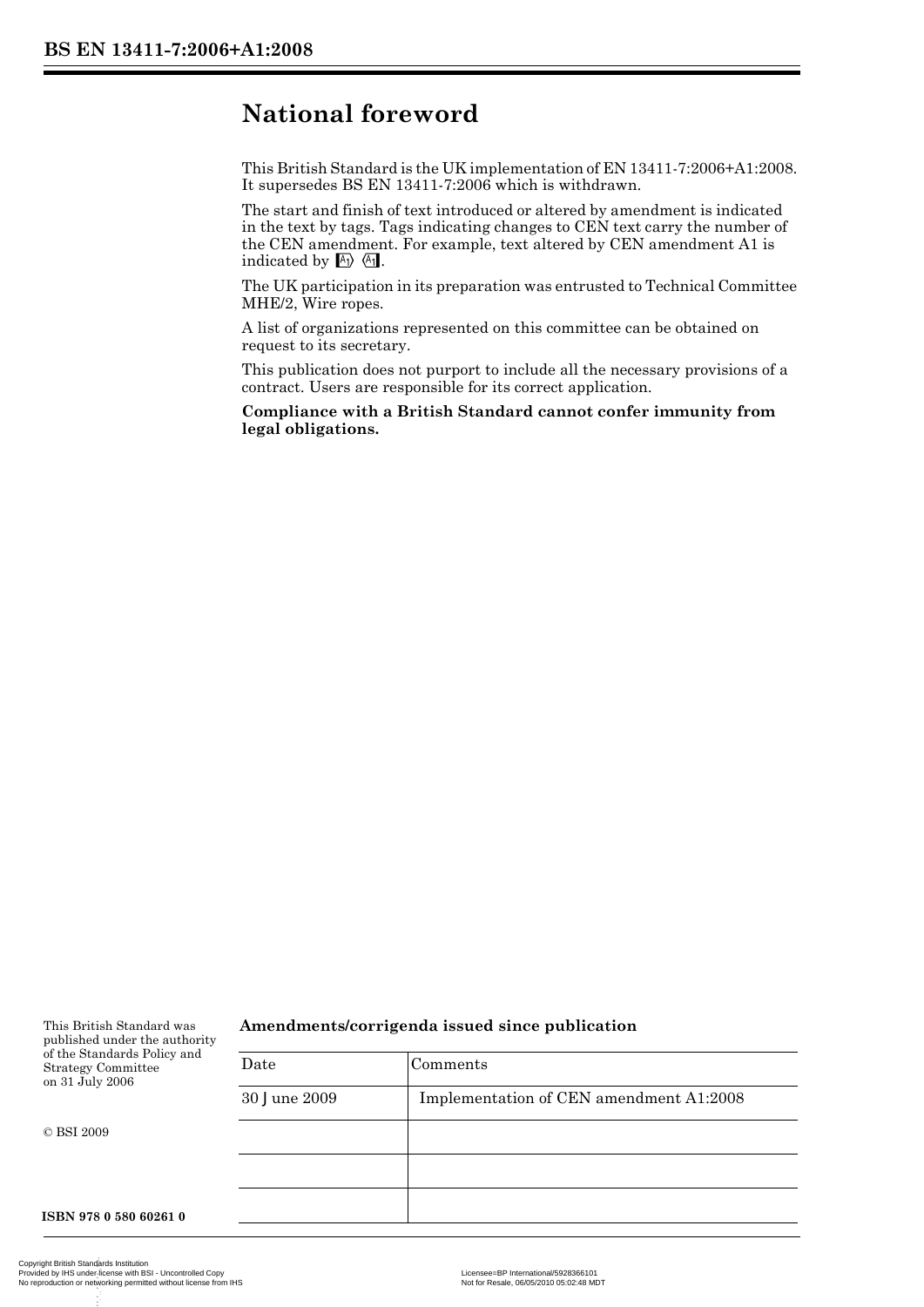# National foreword

This British Standard is the UK implementation of EN 13411-7:2006+A1:2008. It supersedes BS EN 13411-7:2006 which is withdrawn.

The start and finish of text introduced or altered by amendment is indicated in the text by tags. Tags indicating changes to CEN text carry the number of the CEN amendment. For example, text altered by CEN amendment A1 is indicated by [A1⟩ ⟨A1].

The UK participation in its preparation was entrusted to Technical Committee MHE/2, Wire ropes.

A list of organizations represented on this committee can be obtained on request to its secretary.

This publication does not purport to include all the necessary provisions of a contract. Users are responsible for its correct application.

**Compliance with a British Standard cannot confer immunity from legal obligations.**

This British Standard was published under the authority of the Standards Policy and Strategy Committee on 31 July 2006

© BSI 2009

**ISBN 978 0 580 60261 0**

**Amendments/corrigenda issued since publication**

| Date | Comments |
|---|---|
| 30 June 2009 | Implementation of CEN amendment A1:2008 |
| | |
| | |
| | |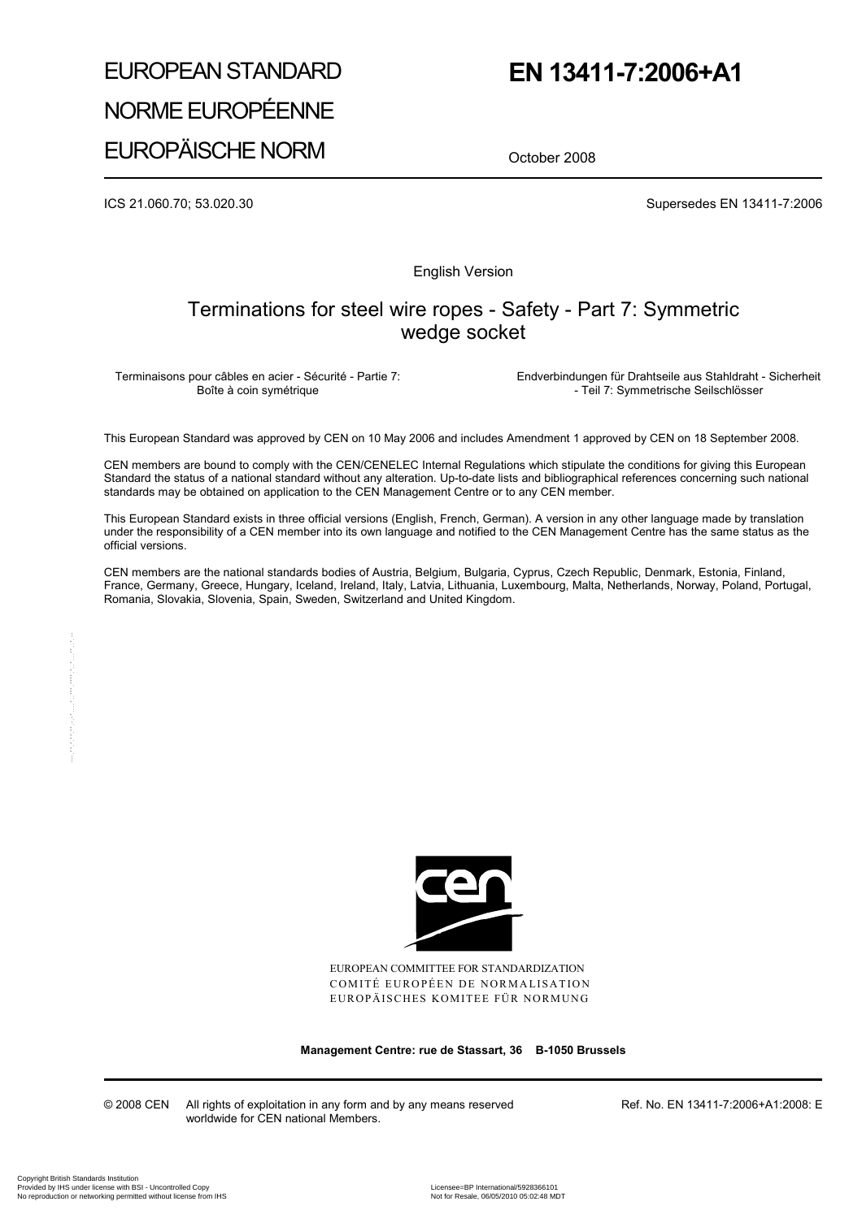# EUROPEAN STANDARD
# NORME EUROPÉENNE
# EUROPÄISCHE NORM

# EN 13411-7:2006+A1

October 2008

ICS 21.060.70; 53.020.30

Supersedes EN 13411-7:2006

English Version

## Terminations for steel wire ropes - Safety - Part 7: Symmetric wedge socket

Terminaisons pour câbles en acier - Sécurité - Partie 7: Boîte à coin symétrique

Endverbindungen für Drahtseile aus Stahldraht - Sicherheit - Teil 7: Symmetrische Seilschlösser

This European Standard was approved by CEN on 10 May 2006 and includes Amendment 1 approved by CEN on 18 September 2008.

CEN members are bound to comply with the CEN/CENELEC Internal Regulations which stipulate the conditions for giving this European Standard the status of a national standard without any alteration. Up-to-date lists and bibliographical references concerning such national standards may be obtained on application to the CEN Management Centre or to any CEN member.

This European Standard exists in three official versions (English, French, German). A version in any other language made by translation under the responsibility of a CEN member into its own language and notified to the CEN Management Centre has the same status as the official versions.

CEN members are the national standards bodies of Austria, Belgium, Bulgaria, Cyprus, Czech Republic, Denmark, Estonia, Finland, France, Germany, Greece, Hungary, Iceland, Ireland, Italy, Latvia, Lithuania, Luxembourg, Malta, Netherlands, Norway, Poland, Portugal, Romania, Slovakia, Slovenia, Spain, Sweden, Switzerland and United Kingdom.

EUROPEAN COMMITTEE FOR STANDARDIZATION
COMITÉ EUROPÉEN DE NORMALISATION
EUROPÄISCHES KOMITEE FÜR NORMUNG

**Management Centre: rue de Stassart, 36 B-1050 Brussels**

© 2008 CEN All rights of exploitation in any form and by any means reserved worldwide for CEN national Members.

Ref. No. EN 13411-7:2006+A1:2008: E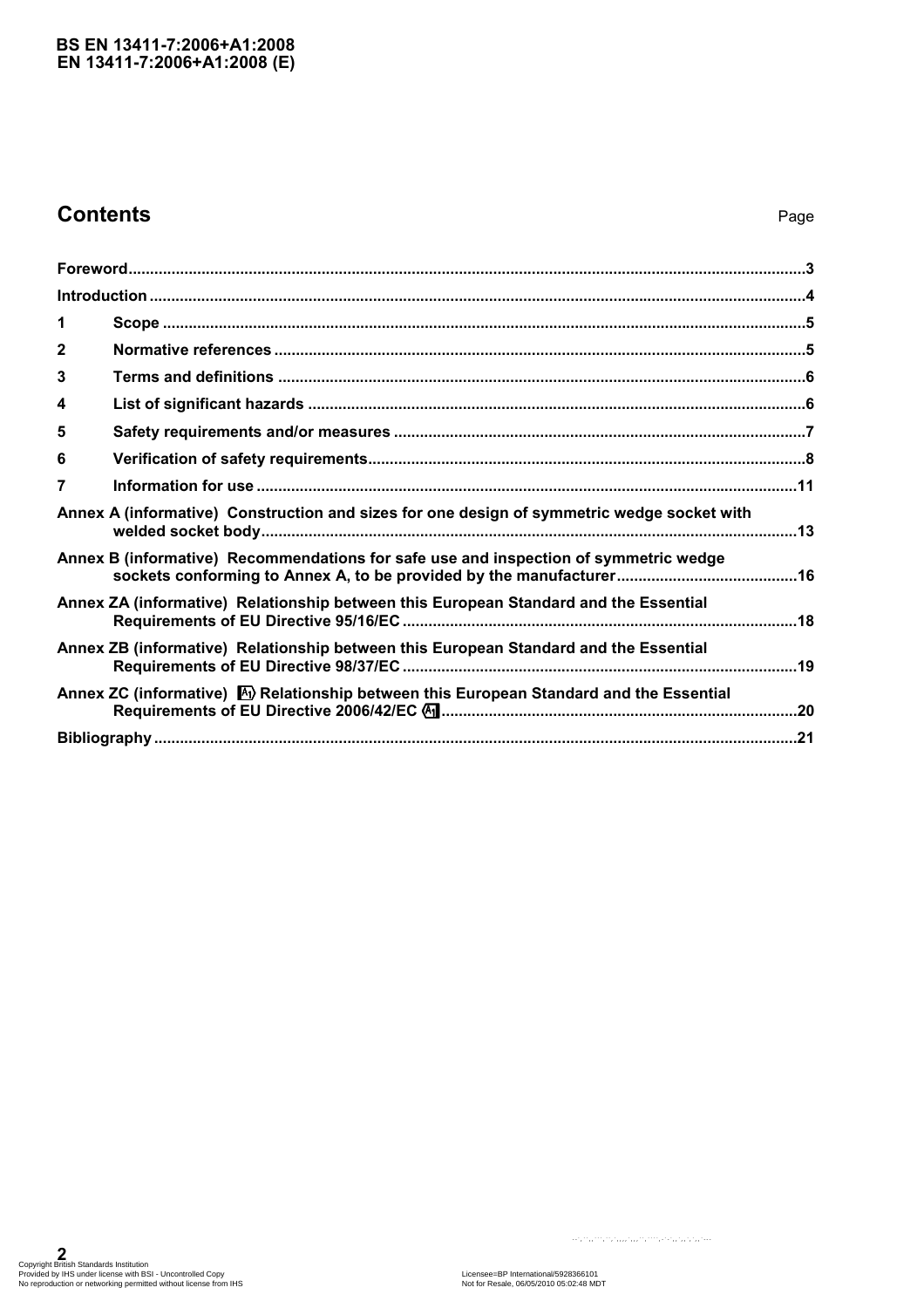## Contents

Page

| | | |
|---|---|---|
| **Foreword** | | **3** |
| **Introduction** | | **4** |
| **1** | **Scope** | **5** |
| **2** | **Normative references** | **5** |
| **3** | **Terms and definitions** | **6** |
| **4** | **List of significant hazards** | **6** |
| **5** | **Safety requirements and/or measures** | **7** |
| **6** | **Verification of safety requirements** | **8** |
| **7** | **Information for use** | **11** |
| **Annex A (informative) Construction and sizes for one design of symmetric wedge socket with welded socket body** | | **13** |
| **Annex B (informative) Recommendations for safe use and inspection of symmetric wedge sockets conforming to Annex A, to be provided by the manufacturer** | | **16** |
| **Annex ZA (informative) Relationship between this European Standard and the Essential Requirements of EU Directive 95/16/EC** | | **18** |
| **Annex ZB (informative) Relationship between this European Standard and the Essential Requirements of EU Directive 98/37/EC** | | **19** |
| **Annex ZC (informative) [A1) Relationship between this European Standard and the Essential Requirements of EU Directive 2006/42/EC (A1]** | | **20** |
| **Bibliography** | | **21** |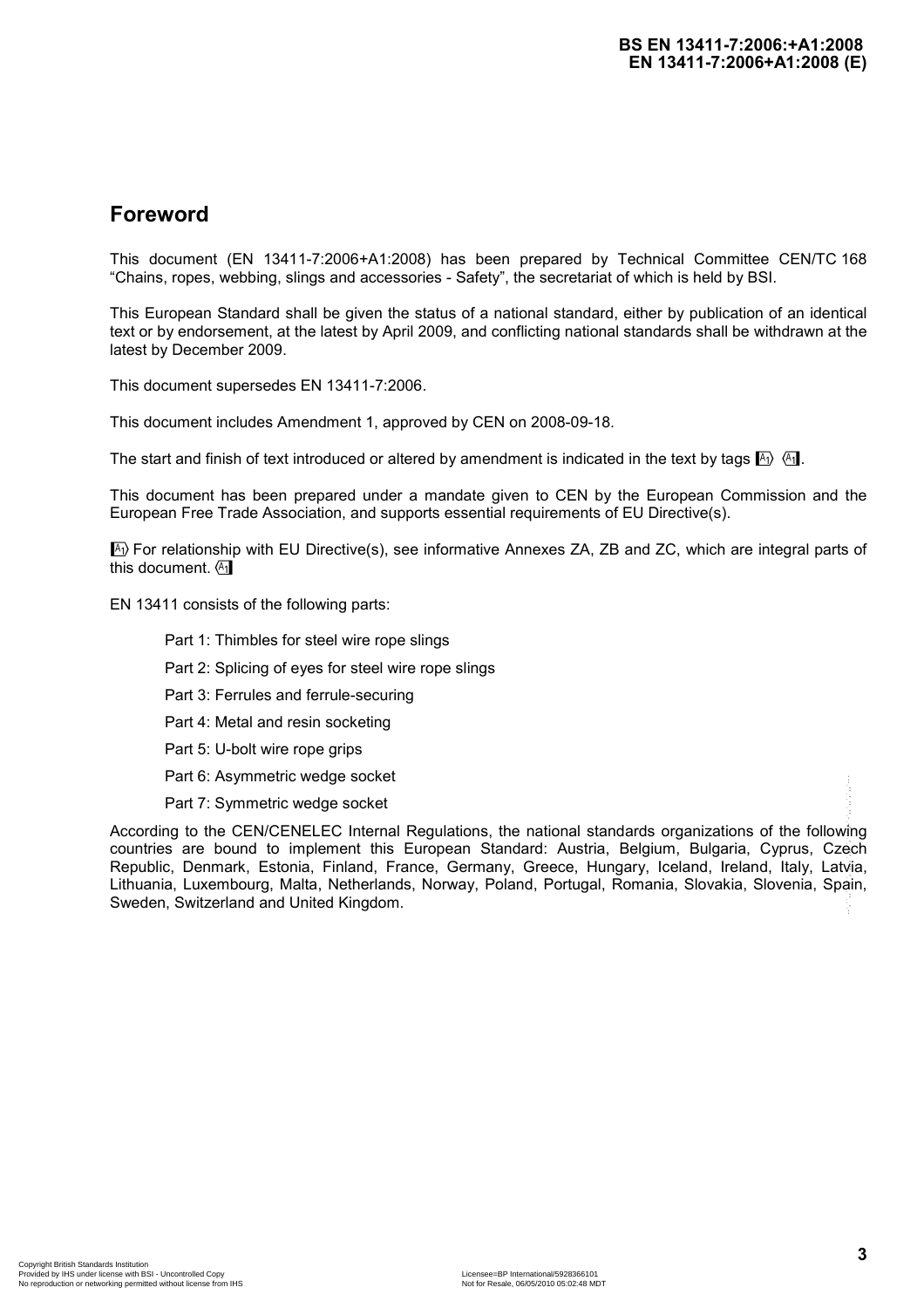# Foreword

This document (EN 13411-7:2006+A1:2008) has been prepared by Technical Committee CEN/TC 168 "Chains, ropes, webbing, slings and accessories - Safety", the secretariat of which is held by BSI.

This European Standard shall be given the status of a national standard, either by publication of an identical text or by endorsement, at the latest by April 2009, and conflicting national standards shall be withdrawn at the latest by December 2009.

This document supersedes EN 13411-7:2006.

This document includes Amendment 1, approved by CEN on 2008-09-18.

The start and finish of text introduced or altered by amendment is indicated in the text by tags [A1) (A1].

This document has been prepared under a mandate given to CEN by the European Commission and the European Free Trade Association, and supports essential requirements of EU Directive(s).

[A1) For relationship with EU Directive(s), see informative Annexes ZA, ZB and ZC, which are integral parts of this document. (A1]

EN 13411 consists of the following parts:

- Part 1: Thimbles for steel wire rope slings
- Part 2: Splicing of eyes for steel wire rope slings
- Part 3: Ferrules and ferrule-securing
- Part 4: Metal and resin socketing
- Part 5: U-bolt wire rope grips
- Part 6: Asymmetric wedge socket
- Part 7: Symmetric wedge socket

According to the CEN/CENELEC Internal Regulations, the national standards organizations of the following countries are bound to implement this European Standard: Austria, Belgium, Bulgaria, Cyprus, Czech Republic, Denmark, Estonia, Finland, France, Germany, Greece, Hungary, Iceland, Ireland, Italy, Latvia, Lithuania, Luxembourg, Malta, Netherlands, Norway, Poland, Portugal, Romania, Slovakia, Slovenia, Spain, Sweden, Switzerland and United Kingdom.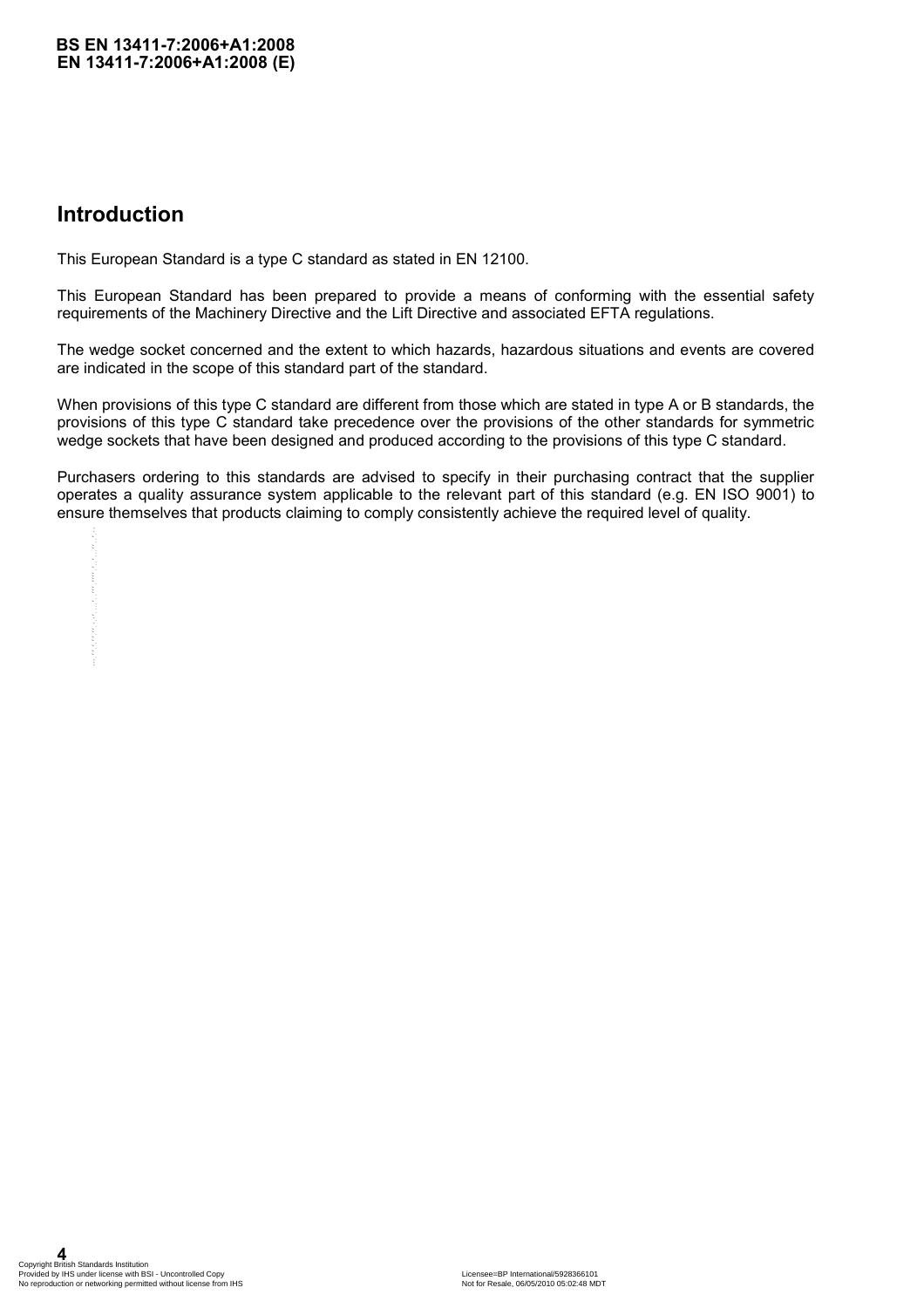## Introduction

This European Standard is a type C standard as stated in EN 12100.

This European Standard has been prepared to provide a means of conforming with the essential safety requirements of the Machinery Directive and the Lift Directive and associated EFTA regulations.

The wedge socket concerned and the extent to which hazards, hazardous situations and events are covered are indicated in the scope of this standard part of the standard.

When provisions of this type C standard are different from those which are stated in type A or B standards, the provisions of this type C standard take precedence over the provisions of the other standards for symmetric wedge sockets that have been designed and produced according to the provisions of this type C standard.

Purchasers ordering to this standards are advised to specify in their purchasing contract that the supplier operates a quality assurance system applicable to the relevant part of this standard (e.g. EN ISO 9001) to ensure themselves that products claiming to comply consistently achieve the required level of quality.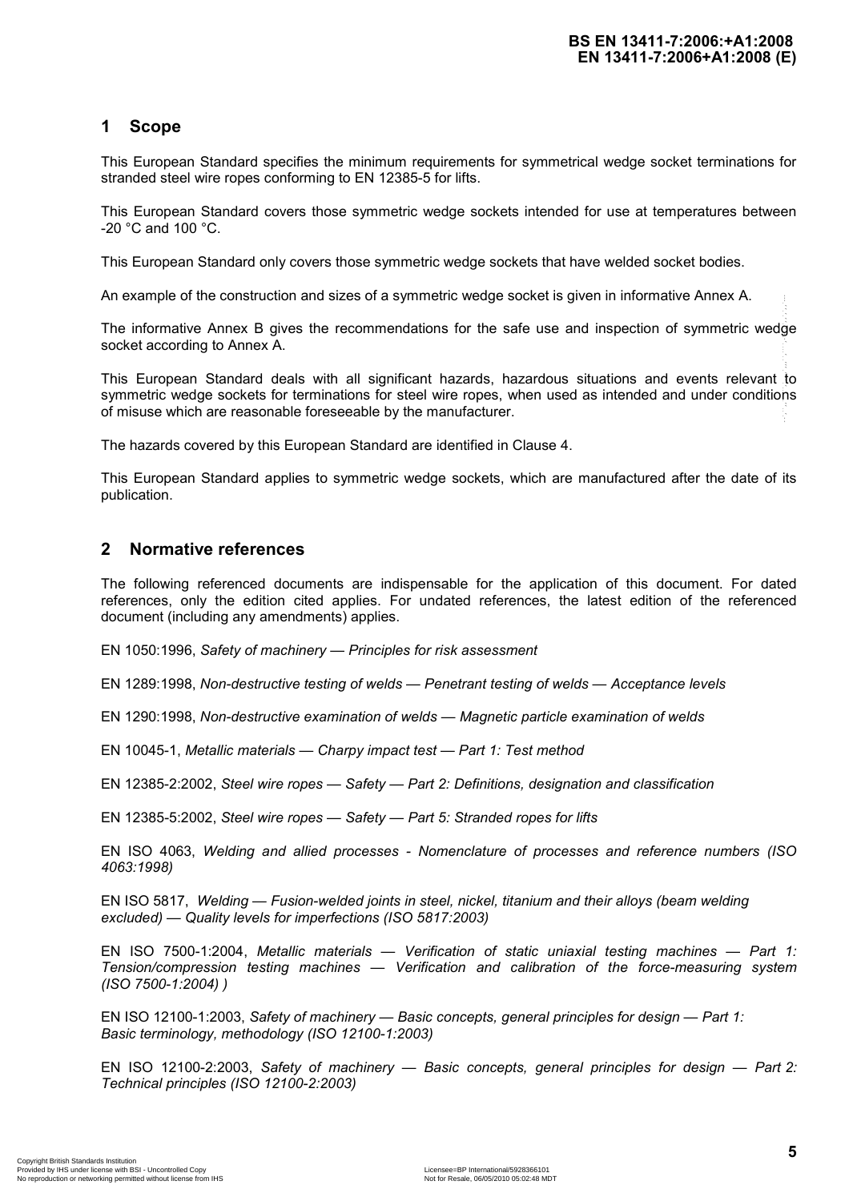## 1 Scope

This European Standard specifies the minimum requirements for symmetrical wedge socket terminations for stranded steel wire ropes conforming to EN 12385-5 for lifts.

This European Standard covers those symmetric wedge sockets intended for use at temperatures between -20 °C and 100 °C.

This European Standard only covers those symmetric wedge sockets that have welded socket bodies.

An example of the construction and sizes of a symmetric wedge socket is given in informative Annex A.

The informative Annex B gives the recommendations for the safe use and inspection of symmetric wedge socket according to Annex A.

This European Standard deals with all significant hazards, hazardous situations and events relevant to symmetric wedge sockets for terminations for steel wire ropes, when used as intended and under conditions of misuse which are reasonable foreseeable by the manufacturer.

The hazards covered by this European Standard are identified in Clause 4.

This European Standard applies to symmetric wedge sockets, which are manufactured after the date of its publication.

## 2 Normative references

The following referenced documents are indispensable for the application of this document. For dated references, only the edition cited applies. For undated references, the latest edition of the referenced document (including any amendments) applies.

EN 1050:1996, *Safety of machinery — Principles for risk assessment*

EN 1289:1998, *Non-destructive testing of welds — Penetrant testing of welds — Acceptance levels*

EN 1290:1998, *Non-destructive examination of welds — Magnetic particle examination of welds*

EN 10045-1, *Metallic materials — Charpy impact test — Part 1: Test method*

EN 12385-2:2002, *Steel wire ropes — Safety — Part 2: Definitions, designation and classification*

EN 12385-5:2002, *Steel wire ropes — Safety — Part 5: Stranded ropes for lifts*

EN ISO 4063, *Welding and allied processes - Nomenclature of processes and reference numbers (ISO 4063:1998)*

EN ISO 5817, *Welding — Fusion-welded joints in steel, nickel, titanium and their alloys (beam welding excluded) — Quality levels for imperfections (ISO 5817:2003)*

EN ISO 7500-1:2004, *Metallic materials — Verification of static uniaxial testing machines — Part 1: Tension/compression testing machines — Verification and calibration of the force-measuring system (ISO 7500-1:2004) )*

EN ISO 12100-1:2003, *Safety of machinery — Basic concepts, general principles for design — Part 1: Basic terminology, methodology (ISO 12100-1:2003)*

EN ISO 12100-2:2003, *Safety of machinery — Basic concepts, general principles for design — Part 2: Technical principles (ISO 12100-2:2003)*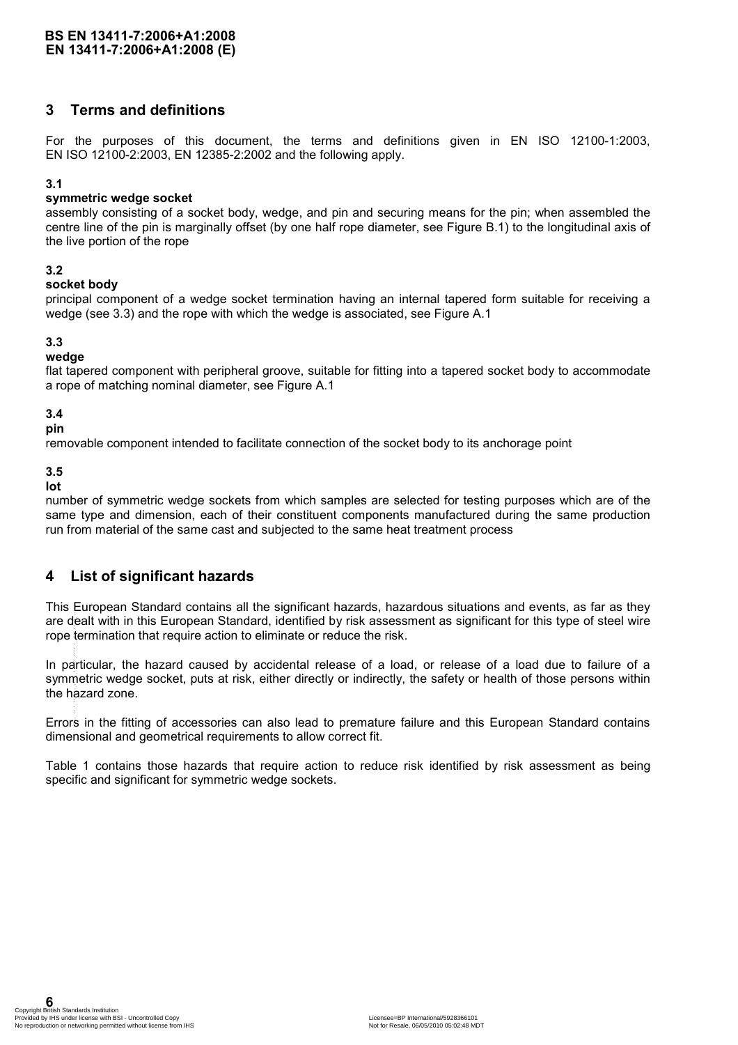## 3 Terms and definitions

For the purposes of this document, the terms and definitions given in EN ISO 12100-1:2003, EN ISO 12100-2:2003, EN 12385-2:2002 and the following apply.

**3.1**

**symmetric wedge socket**

assembly consisting of a socket body, wedge, and pin and securing means for the pin; when assembled the centre line of the pin is marginally offset (by one half rope diameter, see Figure B.1) to the longitudinal axis of the live portion of the rope

**3.2**

**socket body**

principal component of a wedge socket termination having an internal tapered form suitable for receiving a wedge (see 3.3) and the rope with which the wedge is associated, see Figure A.1

**3.3**

**wedge**

flat tapered component with peripheral groove, suitable for fitting into a tapered socket body to accommodate a rope of matching nominal diameter, see Figure A.1

**3.4**

**pin**

removable component intended to facilitate connection of the socket body to its anchorage point

**3.5**

**lot**

number of symmetric wedge sockets from which samples are selected for testing purposes which are of the same type and dimension, each of their constituent components manufactured during the same production run from material of the same cast and subjected to the same heat treatment process

## 4 List of significant hazards

This European Standard contains all the significant hazards, hazardous situations and events, as far as they are dealt with in this European Standard, identified by risk assessment as significant for this type of steel wire rope termination that require action to eliminate or reduce the risk.

In particular, the hazard caused by accidental release of a load, or release of a load due to failure of a symmetric wedge socket, puts at risk, either directly or indirectly, the safety or health of those persons within the hazard zone.

Errors in the fitting of accessories can also lead to premature failure and this European Standard contains dimensional and geometrical requirements to allow correct fit.

Table 1 contains those hazards that require action to reduce risk identified by risk assessment as being specific and significant for symmetric wedge sockets.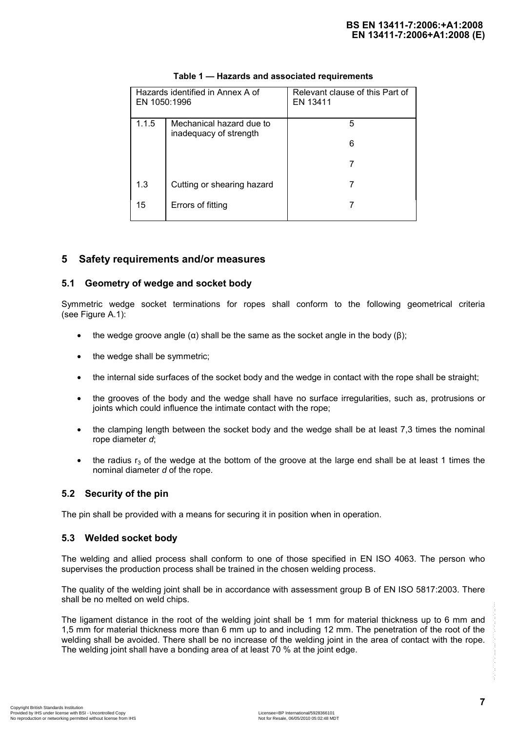**Table 1 — Hazards and associated requirements**

| Hazards identified in Annex A of EN 1050:1996 | | Relevant clause of this Part of EN 13411 |
|---|---|---|
| 1.1.5 | Mechanical hazard due to inadequacy of strength | 5<br>6<br>7 |
| 1.3 | Cutting or shearing hazard | 7 |
| 15 | Errors of fitting | 7 |

## 5 Safety requirements and/or measures

### 5.1 Geometry of wedge and socket body

Symmetric wedge socket terminations for ropes shall conform to the following geometrical criteria (see Figure A.1):

- the wedge groove angle (α) shall be the same as the socket angle in the body (β);
- the wedge shall be symmetric;
- the internal side surfaces of the socket body and the wedge in contact with the rope shall be straight;
- the grooves of the body and the wedge shall have no surface irregularities, such as, protrusions or joints which could influence the intimate contact with the rope;
- the clamping length between the socket body and the wedge shall be at least 7,3 times the nominal rope diameter *d*;
- the radius $r_3$ of the wedge at the bottom of the groove at the large end shall be at least 1 times the nominal diameter *d* of the rope.

### 5.2 Security of the pin

The pin shall be provided with a means for securing it in position when in operation.

### 5.3 Welded socket body

The welding and allied process shall conform to one of those specified in EN ISO 4063. The person who supervises the production process shall be trained in the chosen welding process.

The quality of the welding joint shall be in accordance with assessment group B of EN ISO 5817:2003. There shall be no melted on weld chips.

The ligament distance in the root of the welding joint shall be 1 mm for material thickness up to 6 mm and 1,5 mm for material thickness more than 6 mm up to and including 12 mm. The penetration of the root of the welding shall be avoided. There shall be no increase of the welding joint in the area of contact with the rope. The welding joint shall have a bonding area of at least 70 % at the joint edge.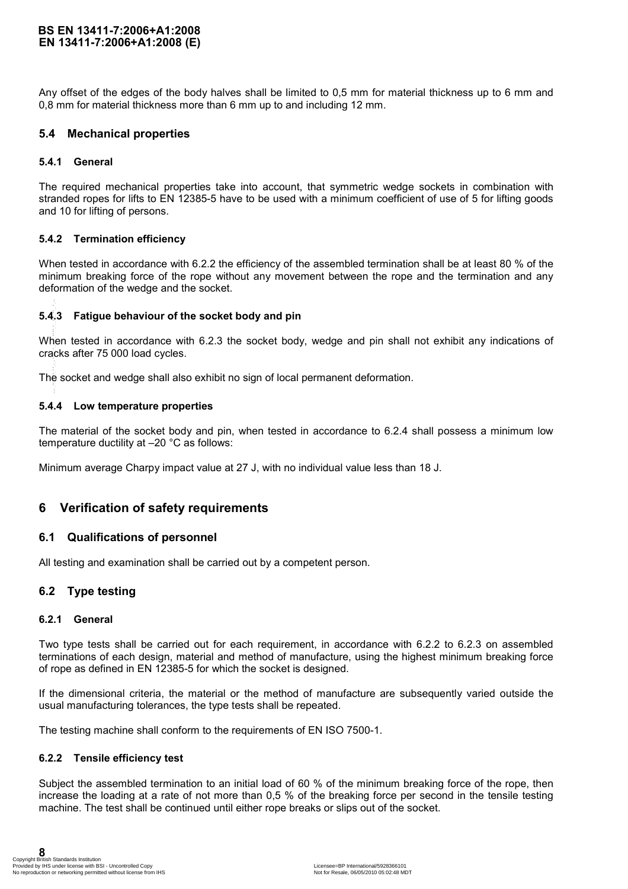Any offset of the edges of the body halves shall be limited to 0,5 mm for material thickness up to 6 mm and 0,8 mm for material thickness more than 6 mm up to and including 12 mm.

## 5.4 Mechanical properties

### 5.4.1 General

The required mechanical properties take into account, that symmetric wedge sockets in combination with stranded ropes for lifts to EN 12385-5 have to be used with a minimum coefficient of use of 5 for lifting goods and 10 for lifting of persons.

### 5.4.2 Termination efficiency

When tested in accordance with 6.2.2 the efficiency of the assembled termination shall be at least 80 % of the minimum breaking force of the rope without any movement between the rope and the termination and any deformation of the wedge and the socket.

### 5.4.3 Fatigue behaviour of the socket body and pin

When tested in accordance with 6.2.3 the socket body, wedge and pin shall not exhibit any indications of cracks after 75 000 load cycles.

The socket and wedge shall also exhibit no sign of local permanent deformation.

### 5.4.4 Low temperature properties

The material of the socket body and pin, when tested in accordance to 6.2.4 shall possess a minimum low temperature ductility at –20 °C as follows:

Minimum average Charpy impact value at 27 J, with no individual value less than 18 J.

# 6 Verification of safety requirements

## 6.1 Qualifications of personnel

All testing and examination shall be carried out by a competent person.

## 6.2 Type testing

### 6.2.1 General

Two type tests shall be carried out for each requirement, in accordance with 6.2.2 to 6.2.3 on assembled terminations of each design, material and method of manufacture, using the highest minimum breaking force of rope as defined in EN 12385-5 for which the socket is designed.

If the dimensional criteria, the material or the method of manufacture are subsequently varied outside the usual manufacturing tolerances, the type tests shall be repeated.

The testing machine shall conform to the requirements of EN ISO 7500-1.

### 6.2.2 Tensile efficiency test

Subject the assembled termination to an initial load of 60 % of the minimum breaking force of the rope, then increase the loading at a rate of not more than 0,5 % of the breaking force per second in the tensile testing machine. The test shall be continued until either rope breaks or slips out of the socket.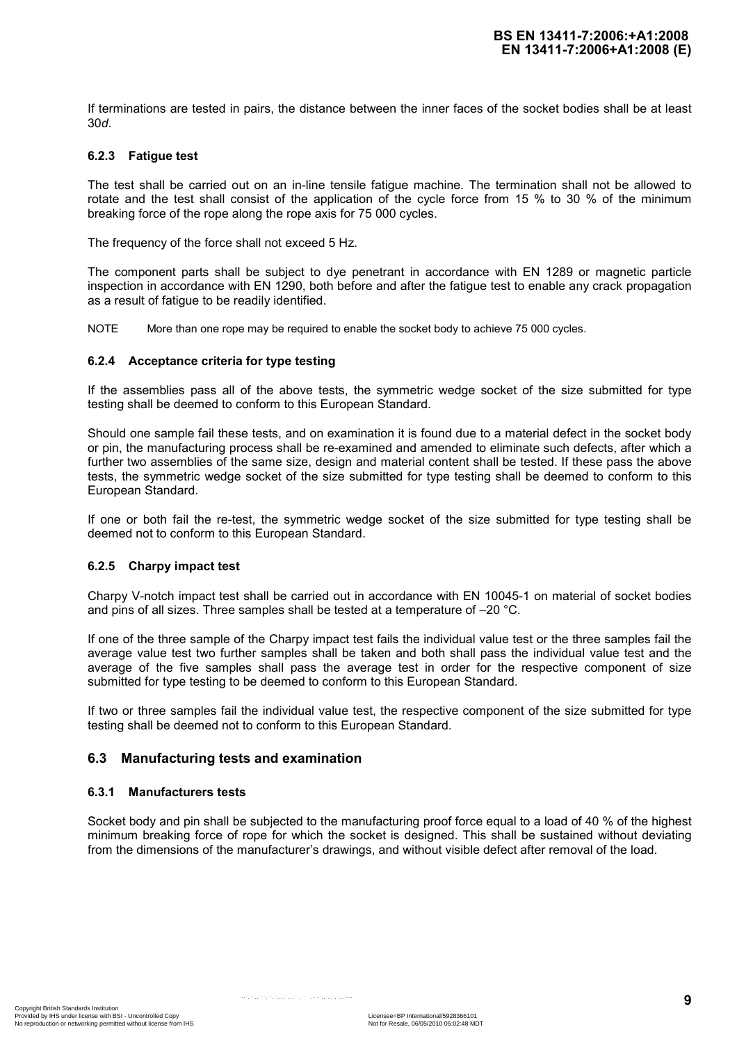If terminations are tested in pairs, the distance between the inner faces of the socket bodies shall be at least 30*d*.

#### 6.2.3 Fatigue test

The test shall be carried out on an in-line tensile fatigue machine. The termination shall not be allowed to rotate and the test shall consist of the application of the cycle force from 15 % to 30 % of the minimum breaking force of the rope along the rope axis for 75 000 cycles.

The frequency of the force shall not exceed 5 Hz.

The component parts shall be subject to dye penetrant in accordance with EN 1289 or magnetic particle inspection in accordance with EN 1290, both before and after the fatigue test to enable any crack propagation as a result of fatigue to be readily identified.

NOTE More than one rope may be required to enable the socket body to achieve 75 000 cycles.

#### 6.2.4 Acceptance criteria for type testing

If the assemblies pass all of the above tests, the symmetric wedge socket of the size submitted for type testing shall be deemed to conform to this European Standard.

Should one sample fail these tests, and on examination it is found due to a material defect in the socket body or pin, the manufacturing process shall be re-examined and amended to eliminate such defects, after which a further two assemblies of the same size, design and material content shall be tested. If these pass the above tests, the symmetric wedge socket of the size submitted for type testing shall be deemed to conform to this European Standard.

If one or both fail the re-test, the symmetric wedge socket of the size submitted for type testing shall be deemed not to conform to this European Standard.

#### 6.2.5 Charpy impact test

Charpy V-notch impact test shall be carried out in accordance with EN 10045-1 on material of socket bodies and pins of all sizes. Three samples shall be tested at a temperature of –20 °C.

If one of the three sample of the Charpy impact test fails the individual value test or the three samples fail the average value test two further samples shall be taken and both shall pass the individual value test and the average of the five samples shall pass the average test in order for the respective component of size submitted for type testing to be deemed to conform to this European Standard.

If two or three samples fail the individual value test, the respective component of the size submitted for type testing shall be deemed not to conform to this European Standard.

### 6.3 Manufacturing tests and examination

#### 6.3.1 Manufacturers tests

Socket body and pin shall be subjected to the manufacturing proof force equal to a load of 40 % of the highest minimum breaking force of rope for which the socket is designed. This shall be sustained without deviating from the dimensions of the manufacturer's drawings, and without visible defect after removal of the load.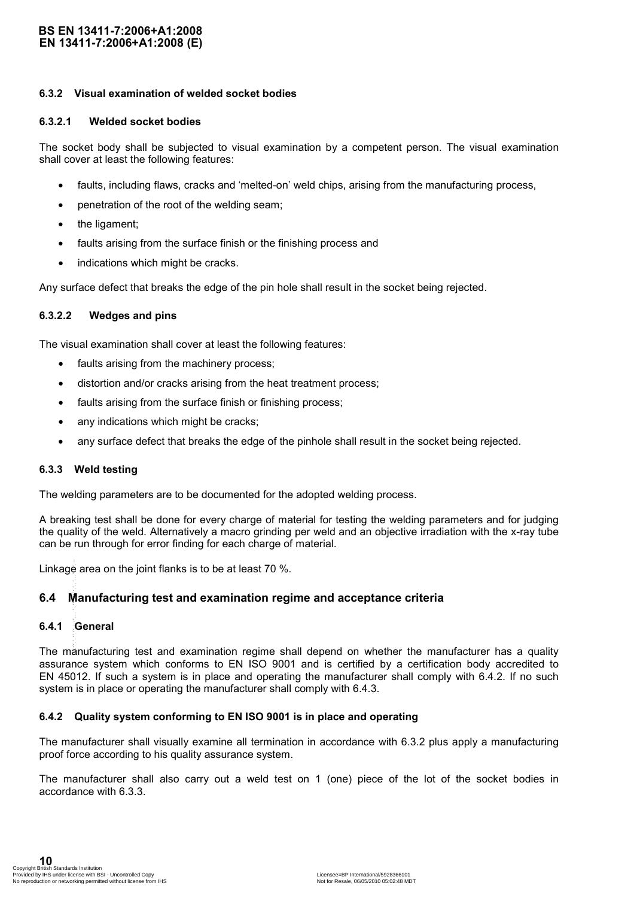### 6.3.2 Visual examination of welded socket bodies

#### 6.3.2.1 Welded socket bodies

The socket body shall be subjected to visual examination by a competent person. The visual examination shall cover at least the following features:

- faults, including flaws, cracks and 'melted-on' weld chips, arising from the manufacturing process,
- penetration of the root of the welding seam;
- the ligament;
- faults arising from the surface finish or the finishing process and
- indications which might be cracks.

Any surface defect that breaks the edge of the pin hole shall result in the socket being rejected.

#### 6.3.2.2 Wedges and pins

The visual examination shall cover at least the following features:

- faults arising from the machinery process;
- distortion and/or cracks arising from the heat treatment process;
- faults arising from the surface finish or finishing process;
- any indications which might be cracks;
- any surface defect that breaks the edge of the pinhole shall result in the socket being rejected.

### 6.3.3 Weld testing

The welding parameters are to be documented for the adopted welding process.

A breaking test shall be done for every charge of material for testing the welding parameters and for judging the quality of the weld. Alternatively a macro grinding per weld and an objective irradiation with the x-ray tube can be run through for error finding for each charge of material.

Linkage area on the joint flanks is to be at least 70 %.

## 6.4 Manufacturing test and examination regime and acceptance criteria

### 6.4.1 General

The manufacturing test and examination regime shall depend on whether the manufacturer has a quality assurance system which conforms to EN ISO 9001 and is certified by a certification body accredited to EN 45012. If such a system is in place and operating the manufacturer shall comply with 6.4.2. If no such system is in place or operating the manufacturer shall comply with 6.4.3.

### 6.4.2 Quality system conforming to EN ISO 9001 is in place and operating

The manufacturer shall visually examine all termination in accordance with 6.3.2 plus apply a manufacturing proof force according to his quality assurance system.

The manufacturer shall also carry out a weld test on 1 (one) piece of the lot of the socket bodies in accordance with 6.3.3.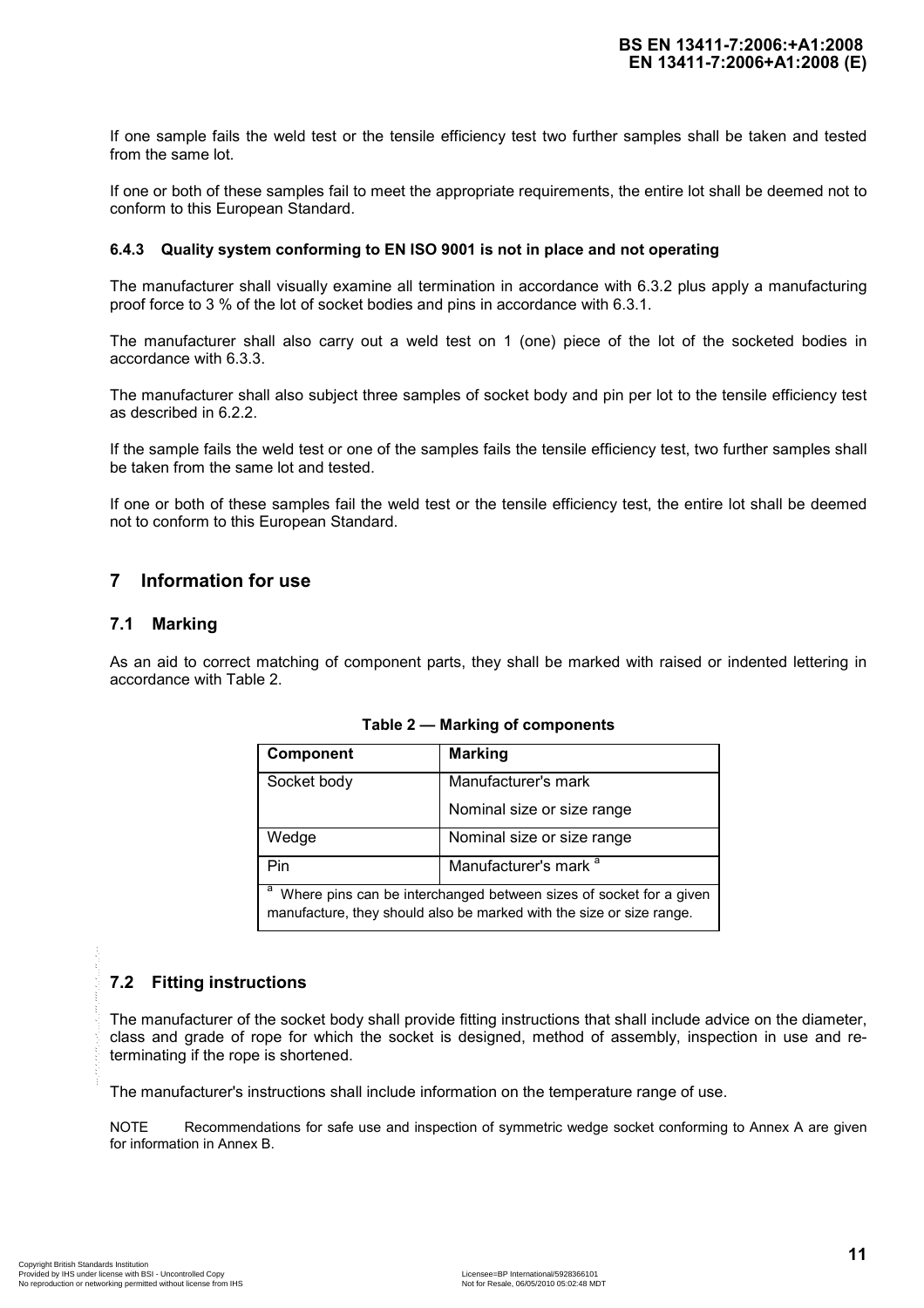If one sample fails the weld test or the tensile efficiency test two further samples shall be taken and tested from the same lot.

If one or both of these samples fail to meet the appropriate requirements, the entire lot shall be deemed not to conform to this European Standard.

### 6.4.3 Quality system conforming to EN ISO 9001 is not in place and not operating

The manufacturer shall visually examine all termination in accordance with 6.3.2 plus apply a manufacturing proof force to 3 % of the lot of socket bodies and pins in accordance with 6.3.1.

The manufacturer shall also carry out a weld test on 1 (one) piece of the lot of the socketed bodies in accordance with 6.3.3.

The manufacturer shall also subject three samples of socket body and pin per lot to the tensile efficiency test as described in 6.2.2.

If the sample fails the weld test or one of the samples fails the tensile efficiency test, two further samples shall be taken from the same lot and tested.

If one or both of these samples fail the weld test or the tensile efficiency test, the entire lot shall be deemed not to conform to this European Standard.

## 7 Information for use

### 7.1 Marking

As an aid to correct matching of component parts, they shall be marked with raised or indented lettering in accordance with Table 2.

**Table 2 — Marking of components**

| Component | Marking |
|---|---|
| Socket body | Manufacturer's mark<br>Nominal size or size range |
| Wedge | Nominal size or size range |
| Pin | Manufacturer's mark [a] |

[a] Where pins can be interchanged between sizes of socket for a given manufacture, they should also be marked with the size or size range.

### 7.2 Fitting instructions

The manufacturer of the socket body shall provide fitting instructions that shall include advice on the diameter, class and grade of rope for which the socket is designed, method of assembly, inspection in use and re-terminating if the rope is shortened.

The manufacturer's instructions shall include information on the temperature range of use.

NOTE Recommendations for safe use and inspection of symmetric wedge socket conforming to Annex A are given for information in Annex B.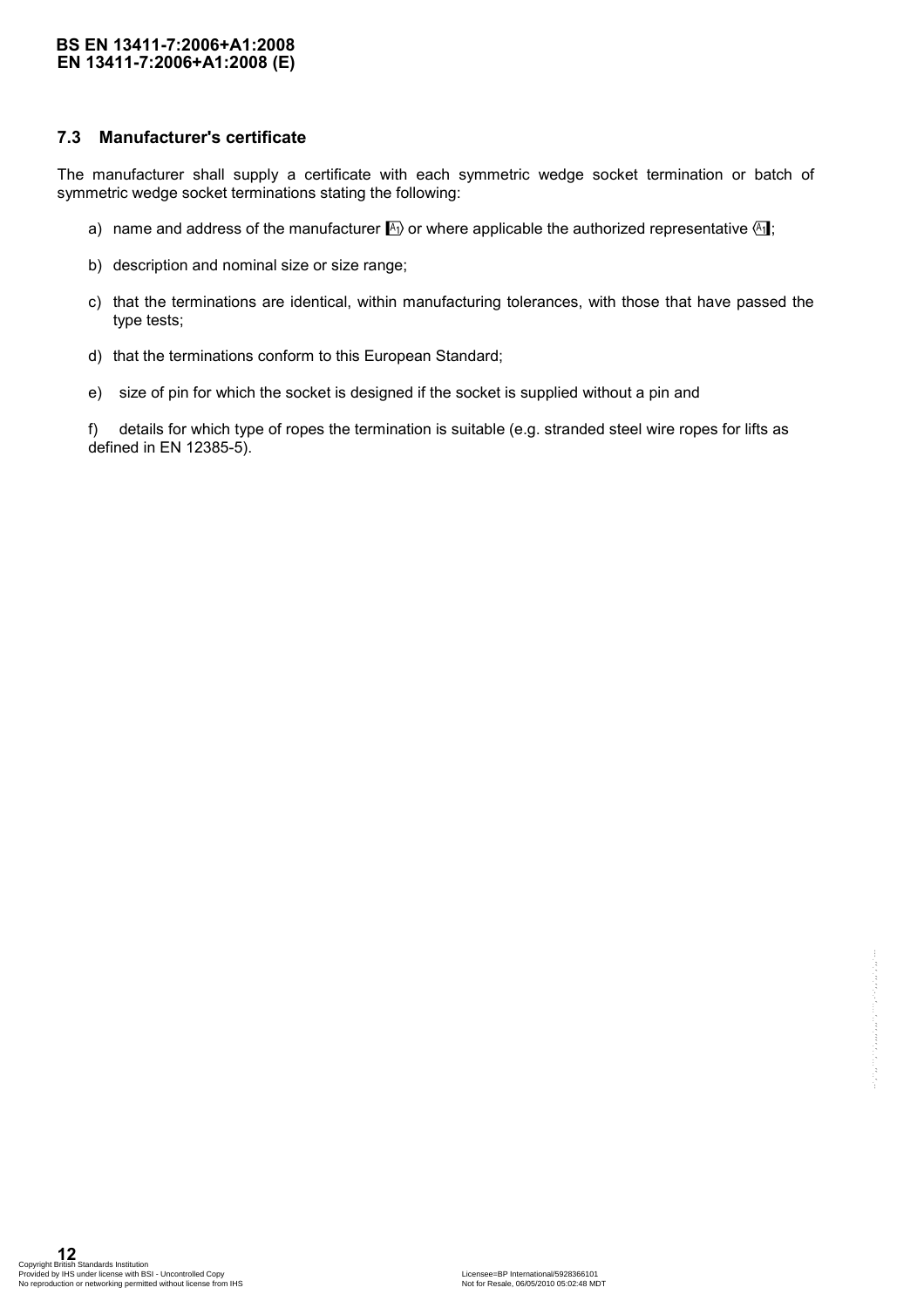### 7.3 Manufacturer's certificate

The manufacturer shall supply a certificate with each symmetric wedge socket termination or batch of symmetric wedge socket terminations stating the following:

a) name and address of the manufacturer [A1) or where applicable the authorized representative (A1];

b) description and nominal size or size range;

c) that the terminations are identical, within manufacturing tolerances, with those that have passed the type tests;

d) that the terminations conform to this European Standard;

e) size of pin for which the socket is designed if the socket is supplied without a pin and

f) details for which type of ropes the termination is suitable (e.g. stranded steel wire ropes for lifts as defined in EN 12385-5).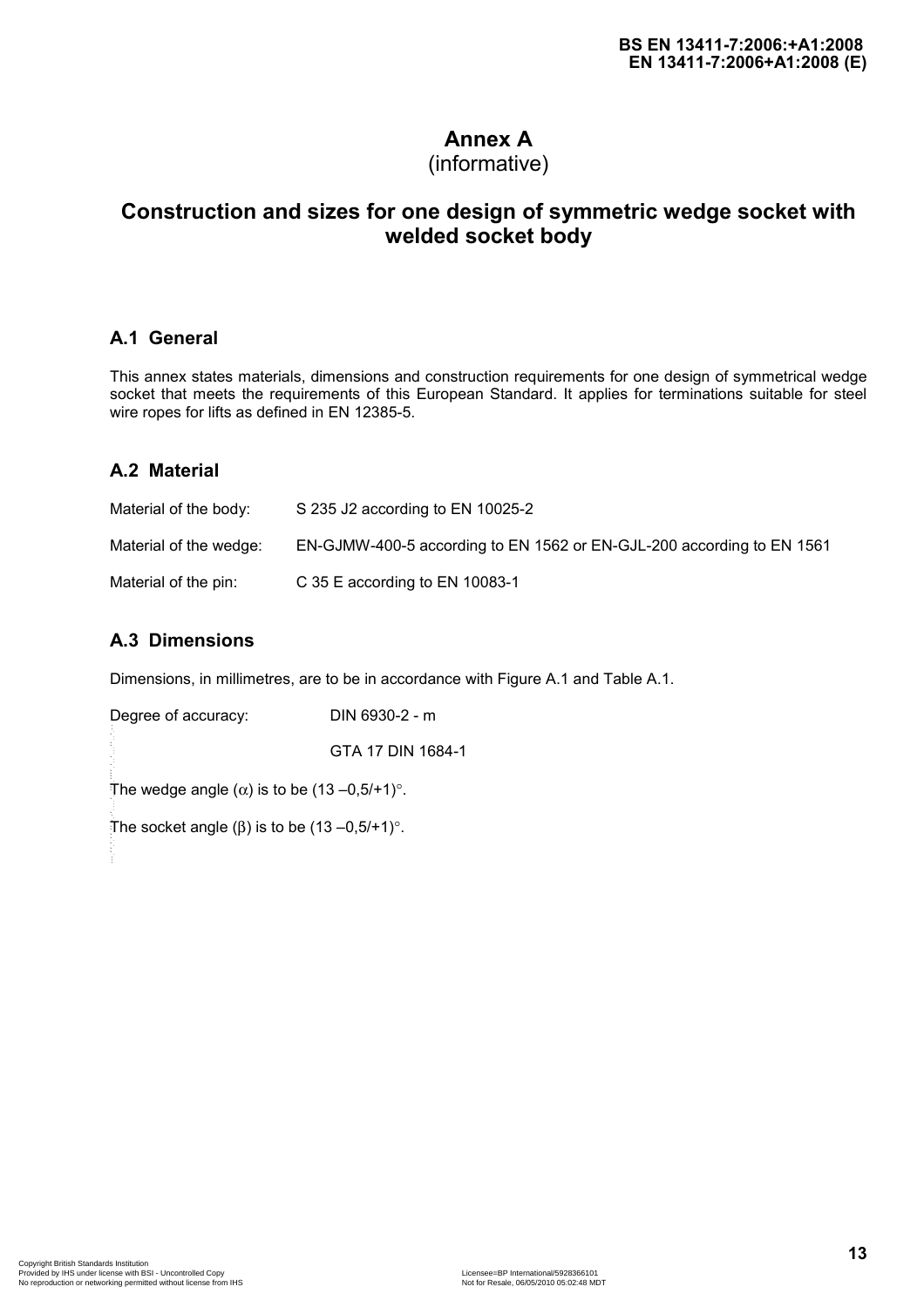# Annex A
(informative)

# Construction and sizes for one design of symmetric wedge socket with welded socket body

## A.1 General

This annex states materials, dimensions and construction requirements for one design of symmetrical wedge socket that meets the requirements of this European Standard. It applies for terminations suitable for steel wire ropes for lifts as defined in EN 12385-5.

## A.2 Material

Material of the body: S 235 J2 according to EN 10025-2

Material of the wedge: EN-GJMW-400-5 according to EN 1562 or EN-GJL-200 according to EN 1561

Material of the pin: C 35 E according to EN 10083-1

## A.3 Dimensions

Dimensions, in millimetres, are to be in accordance with Figure A.1 and Table A.1.

Degree of accuracy: DIN 6930-2 - m

GTA 17 DIN 1684-1

The wedge angle ($\alpha$) is to be $(13 \ -0{,}5/+1)^\circ$.

The socket angle ($\beta$) is to be $(13 \ -0{,}5/+1)^\circ$.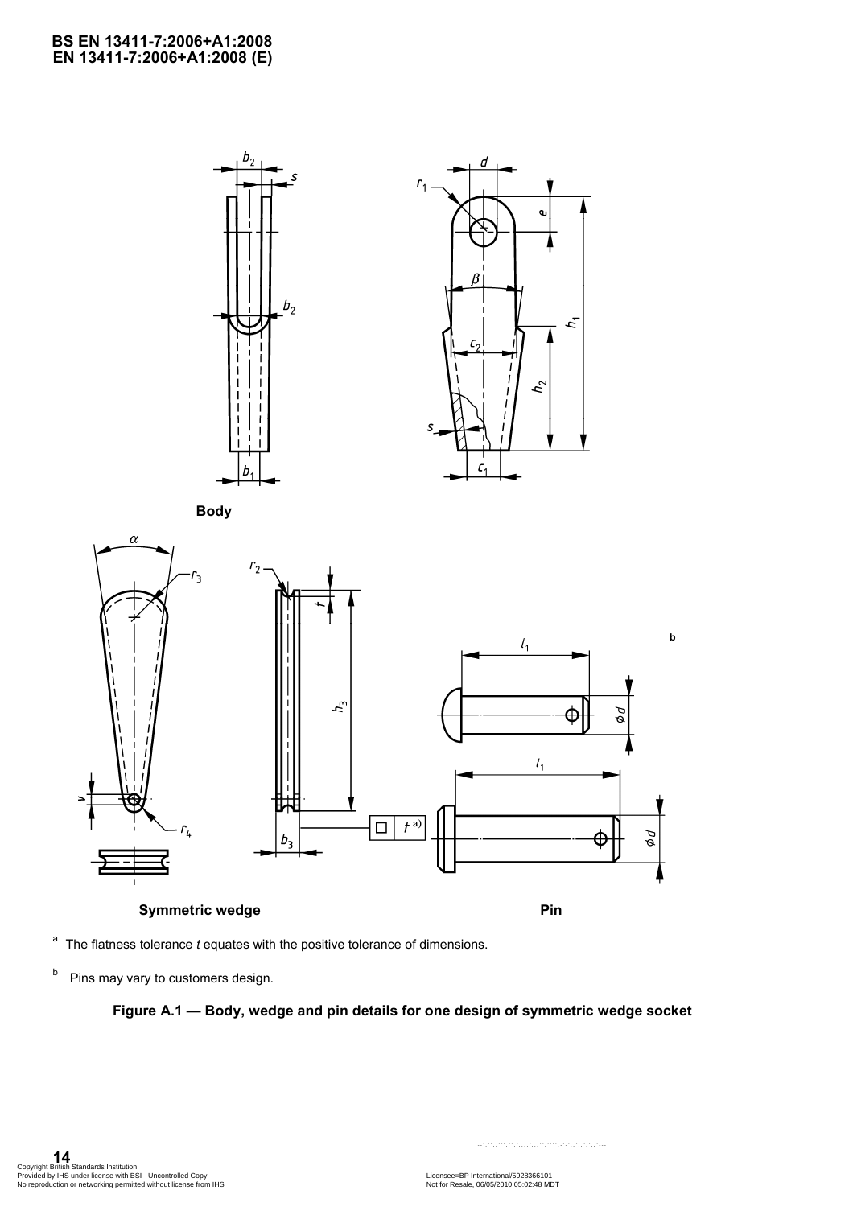**Body**

**Symmetric wedge**

**Pin**

[a] The flatness tolerance *t* equates with the positive tolerance of dimensions.

[b] Pins may vary to customers design.

**Figure A.1 — Body, wedge and pin details for one design of symmetric wedge socket**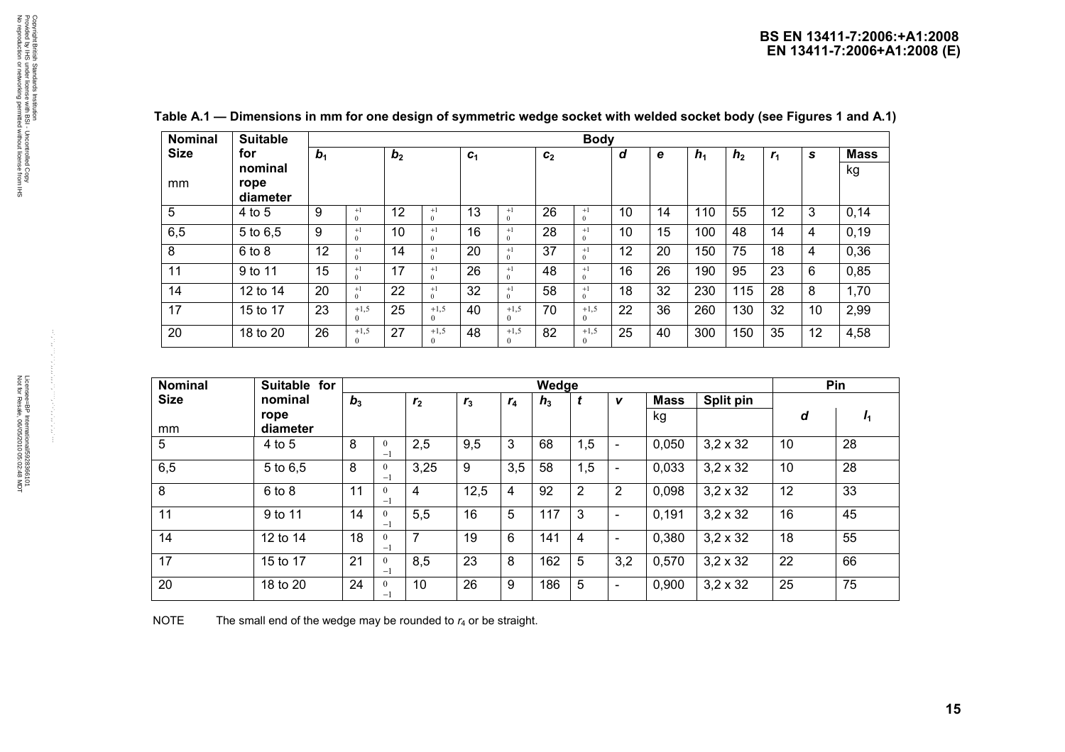**Table A.1 — Dimensions in mm for one design of symmetric wedge socket with welded socket body (see Figures 1 and A.1)**

| Nominal Size<br>mm | Suitable for nominal rope diameter | Body | | | | | | | | | | | | | | |
|---|---|---|---|---|---|---|---|---|---|---|---|---|---|---|---|---|
| | | $b_1$ | | $b_2$ | | $c_1$ | | $c_2$ | | $d$ | $e$ | $h_1$ | $h_2$ | $r_1$ | $s$ | Mass<br>kg |
| 5 | 4 to 5 | 9 | $^{+1}_{0}$ | 12 | $^{+1}_{0}$ | 13 | $^{+1}_{0}$ | 26 | $^{+1}_{0}$ | 10 | 14 | 110 | 55 | 12 | 3 | 0,14 |
| 6,5 | 5 to 6,5 | 9 | $^{+1}_{0}$ | 10 | $^{+1}_{0}$ | 16 | $^{+1}_{0}$ | 28 | $^{+1}_{0}$ | 10 | 15 | 100 | 48 | 14 | 4 | 0,19 |
| 8 | 6 to 8 | 12 | $^{+1}_{0}$ | 14 | $^{+1}_{0}$ | 20 | $^{+1}_{0}$ | 37 | $^{+1}_{0}$ | 12 | 20 | 150 | 75 | 18 | 4 | 0,36 |
| 11 | 9 to 11 | 15 | $^{+1}_{0}$ | 17 | $^{+1}_{0}$ | 26 | $^{+1}_{0}$ | 48 | $^{+1}_{0}$ | 16 | 26 | 190 | 95 | 23 | 6 | 0,85 |
| 14 | 12 to 14 | 20 | $^{+1}_{0}$ | 22 | $^{+1}_{0}$ | 32 | $^{+1}_{0}$ | 58 | $^{+1}_{0}$ | 18 | 32 | 230 | 115 | 28 | 8 | 1,70 |
| 17 | 15 to 17 | 23 | $^{+1,5}_{0}$ | 25 | $^{+1,5}_{0}$ | 40 | $^{+1,5}_{0}$ | 70 | $^{+1,5}_{0}$ | 22 | 36 | 260 | 130 | 32 | 10 | 2,99 |
| 20 | 18 to 20 | 26 | $^{+1,5}_{0}$ | 27 | $^{+1,5}_{0}$ | 48 | $^{+1,5}_{0}$ | 82 | $^{+1,5}_{0}$ | 25 | 40 | 300 | 150 | 35 | 12 | 4,58 |

| Nominal Size<br>mm | Suitable for nominal rope diameter | Wedge | | | | | | | | | | Pin | |
|---|---|---|---|---|---|---|---|---|---|---|---|---|---|
| | | $b_3$ | | $r_2$ | $r_3$ | $r_4$ | $h_3$ | $t$ | $v$ | Mass<br>kg | Split pin | $d$ | $l_1$ |
| 5 | 4 to 5 | 8 | $^{0}_{-1}$ | 2,5 | 9,5 | 3 | 68 | 1,5 | - | 0,050 | 3,2 x 32 | 10 | 28 |
| 6,5 | 5 to 6,5 | 8 | $^{0}_{-1}$ | 3,25 | 9 | 3,5 | 58 | 1,5 | - | 0,033 | 3,2 x 32 | 10 | 28 |
| 8 | 6 to 8 | 11 | $^{0}_{-1}$ | 4 | 12,5 | 4 | 92 | 2 | 2 | 0,098 | 3,2 x 32 | 12 | 33 |
| 11 | 9 to 11 | 14 | $^{0}_{-1}$ | 5,5 | 16 | 5 | 117 | 3 | - | 0,191 | 3,2 x 32 | 16 | 45 |
| 14 | 12 to 14 | 18 | $^{0}_{-1}$ | 7 | 19 | 6 | 141 | 4 | - | 0,380 | 3,2 x 32 | 18 | 55 |
| 17 | 15 to 17 | 21 | $^{0}_{-1}$ | 8,5 | 23 | 8 | 162 | 5 | 3,2 | 0,570 | 3,2 x 32 | 22 | 66 |
| 20 | 18 to 20 | 24 | $^{0}_{-1}$ | 10 | 26 | 9 | 186 | 5 | - | 0,900 | 3,2 x 32 | 25 | 75 |

NOTE The small end of the wedge may be rounded to $r_4$ or be straight.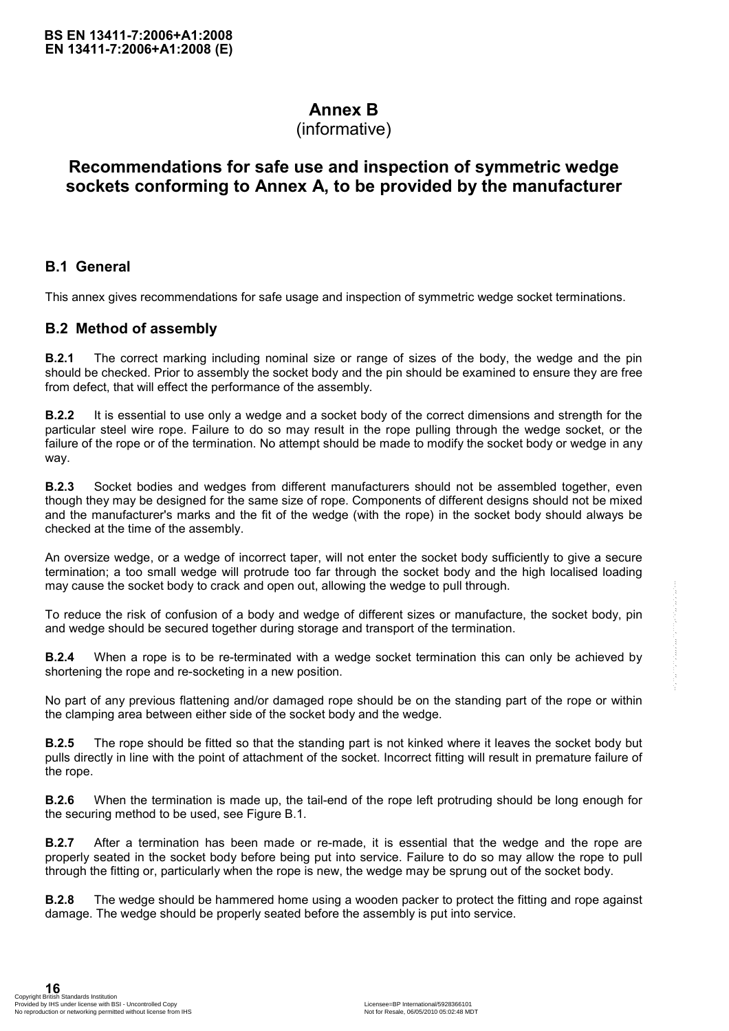# Annex B
(informative)

# Recommendations for safe use and inspection of symmetric wedge sockets conforming to Annex A, to be provided by the manufacturer

## B.1 General

This annex gives recommendations for safe usage and inspection of symmetric wedge socket terminations.

## B.2 Method of assembly

**B.2.1** The correct marking including nominal size or range of sizes of the body, the wedge and the pin should be checked. Prior to assembly the socket body and the pin should be examined to ensure they are free from defect, that will effect the performance of the assembly.

**B.2.2** It is essential to use only a wedge and a socket body of the correct dimensions and strength for the particular steel wire rope. Failure to do so may result in the rope pulling through the wedge socket, or the failure of the rope or of the termination. No attempt should be made to modify the socket body or wedge in any way.

**B.2.3** Socket bodies and wedges from different manufacturers should not be assembled together, even though they may be designed for the same size of rope. Components of different designs should not be mixed and the manufacturer's marks and the fit of the wedge (with the rope) in the socket body should always be checked at the time of the assembly.

An oversize wedge, or a wedge of incorrect taper, will not enter the socket body sufficiently to give a secure termination; a too small wedge will protrude too far through the socket body and the high localised loading may cause the socket body to crack and open out, allowing the wedge to pull through.

To reduce the risk of confusion of a body and wedge of different sizes or manufacture, the socket body, pin and wedge should be secured together during storage and transport of the termination.

**B.2.4** When a rope is to be re-terminated with a wedge socket termination this can only be achieved by shortening the rope and re-socketing in a new position.

No part of any previous flattening and/or damaged rope should be on the standing part of the rope or within the clamping area between either side of the socket body and the wedge.

**B.2.5** The rope should be fitted so that the standing part is not kinked where it leaves the socket body but pulls directly in line with the point of attachment of the socket. Incorrect fitting will result in premature failure of the rope.

**B.2.6** When the termination is made up, the tail-end of the rope left protruding should be long enough for the securing method to be used, see Figure B.1.

**B.2.7** After a termination has been made or re-made, it is essential that the wedge and the rope are properly seated in the socket body before being put into service. Failure to do so may allow the rope to pull through the fitting or, particularly when the rope is new, the wedge may be sprung out of the socket body.

**B.2.8** The wedge should be hammered home using a wooden packer to protect the fitting and rope against damage. The wedge should be properly seated before the assembly is put into service.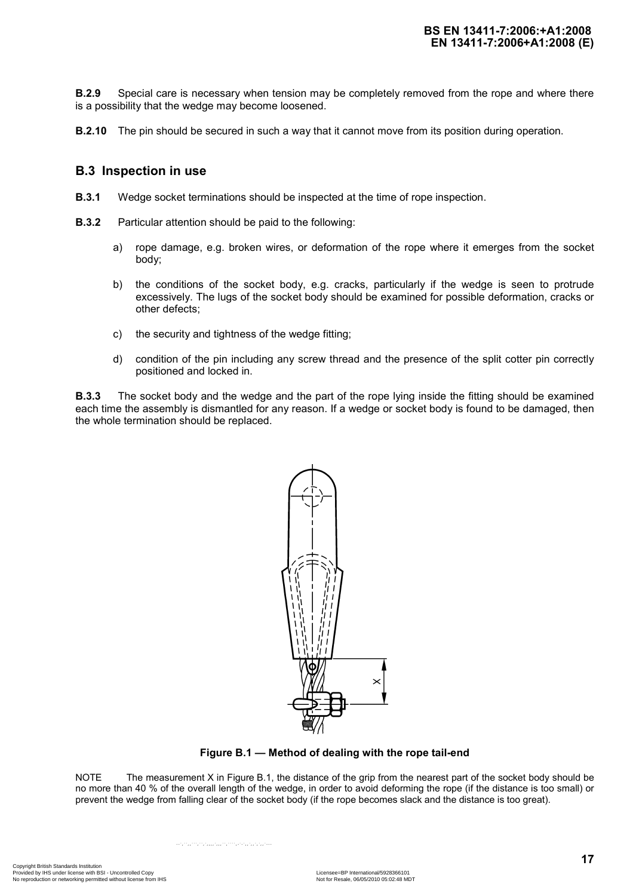**B.2.9** Special care is necessary when tension may be completely removed from the rope and where there is a possibility that the wedge may become loosened.

**B.2.10** The pin should be secured in such a way that it cannot move from its position during operation.

## B.3 Inspection in use

**B.3.1** Wedge socket terminations should be inspected at the time of rope inspection.

**B.3.2** Particular attention should be paid to the following:

a) rope damage, e.g. broken wires, or deformation of the rope where it emerges from the socket body;

b) the conditions of the socket body, e.g. cracks, particularly if the wedge is seen to protrude excessively. The lugs of the socket body should be examined for possible deformation, cracks or other defects;

c) the security and tightness of the wedge fitting;

d) condition of the pin including any screw thread and the presence of the split cotter pin correctly positioned and locked in.

**B.3.3** The socket body and the wedge and the part of the rope lying inside the fitting should be examined each time the assembly is dismantled for any reason. If a wedge or socket body is found to be damaged, then the whole termination should be replaced.

**Figure B.1 — Method of dealing with the rope tail-end**

NOTE The measurement X in Figure B.1, the distance of the grip from the nearest part of the socket body should be no more than 40 % of the overall length of the wedge, in order to avoid deforming the rope (if the distance is too small) or prevent the wedge from falling clear of the socket body (if the rope becomes slack and the distance is too great).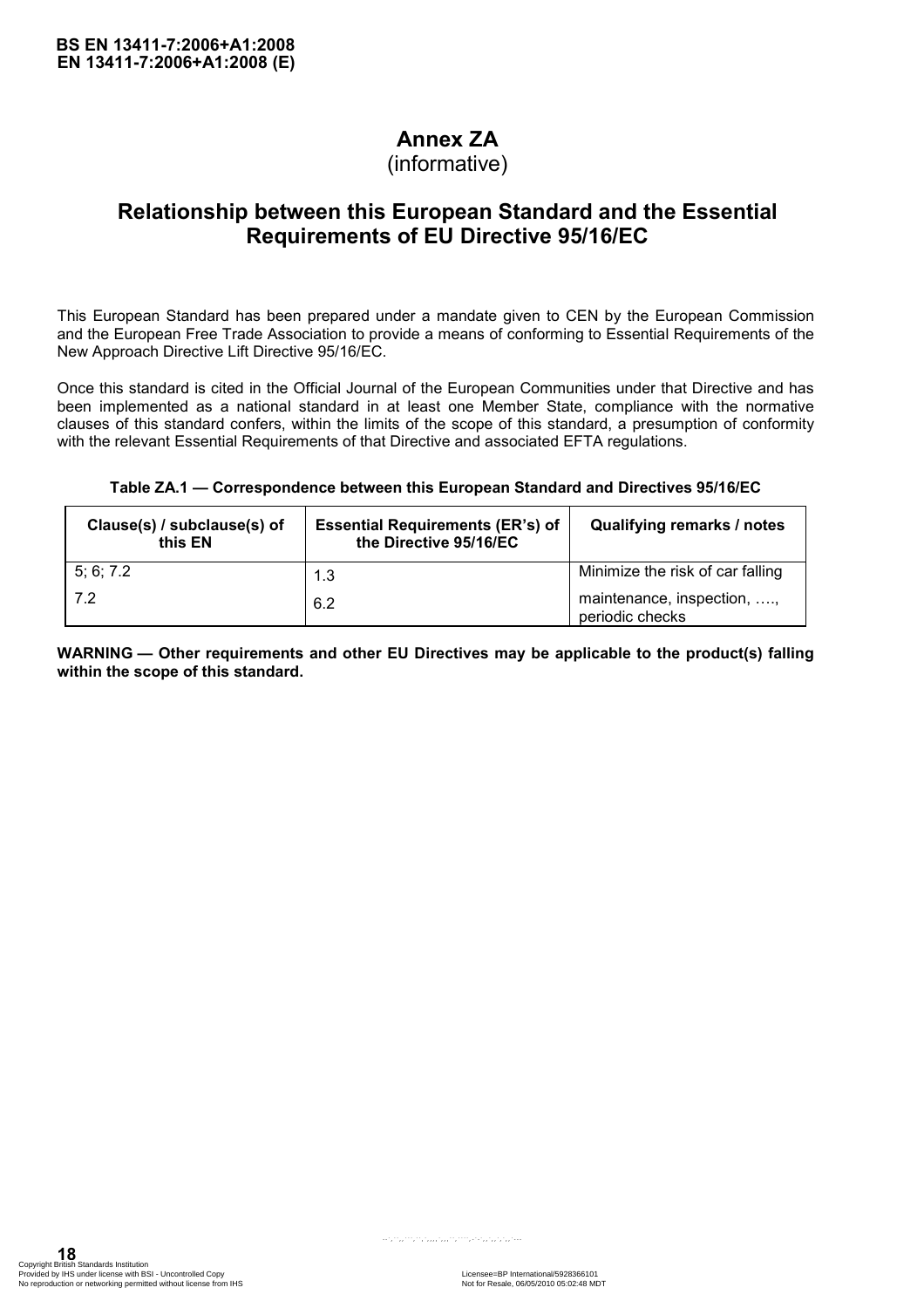# Annex ZA
(informative)

## Relationship between this European Standard and the Essential Requirements of EU Directive 95/16/EC

This European Standard has been prepared under a mandate given to CEN by the European Commission and the European Free Trade Association to provide a means of conforming to Essential Requirements of the New Approach Directive Lift Directive 95/16/EC.

Once this standard is cited in the Official Journal of the European Communities under that Directive and has been implemented as a national standard in at least one Member State, compliance with the normative clauses of this standard confers, within the limits of the scope of this standard, a presumption of conformity with the relevant Essential Requirements of that Directive and associated EFTA regulations.

**Table ZA.1 — Correspondence between this European Standard and Directives 95/16/EC**

| Clause(s) / subclause(s) of this EN | Essential Requirements (ER's) of the Directive 95/16/EC | Qualifying remarks / notes |
|---|---|---|
| 5; 6; 7.2 | 1.3 | Minimize the risk of car falling |
| 7.2 | 6.2 | maintenance, inspection, …., periodic checks |

**WARNING — Other requirements and other EU Directives may be applicable to the product(s) falling within the scope of this standard.**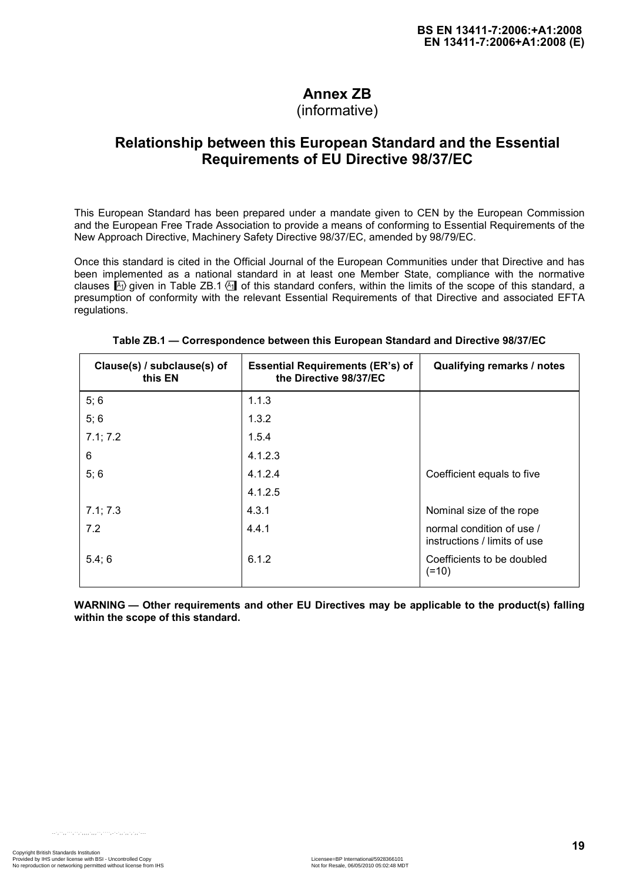# Annex ZB
(informative)

## Relationship between this European Standard and the Essential Requirements of EU Directive 98/37/EC

This European Standard has been prepared under a mandate given to CEN by the European Commission and the European Free Trade Association to provide a means of conforming to Essential Requirements of the New Approach Directive, Machinery Safety Directive 98/37/EC, amended by 98/79/EC.

Once this standard is cited in the Official Journal of the European Communities under that Directive and has been implemented as a national standard in at least one Member State, compliance with the normative clauses [A1⟩ given in Table ZB.1 ⟨A1] of this standard confers, within the limits of the scope of this standard, a presumption of conformity with the relevant Essential Requirements of that Directive and associated EFTA regulations.

**Table ZB.1 — Correspondence between this European Standard and Directive 98/37/EC**

| Clause(s) / subclause(s) of this EN | Essential Requirements (ER's) of the Directive 98/37/EC | Qualifying remarks / notes |
|---|---|---|
| 5; 6 | 1.1.3 | |
| 5; 6 | 1.3.2 | |
| 7.1; 7.2 | 1.5.4 | |
| 6 | 4.1.2.3 | |
| 5; 6 | 4.1.2.4 | Coefficient equals to five |
| | 4.1.2.5 | |
| 7.1; 7.3 | 4.3.1 | Nominal size of the rope |
| 7.2 | 4.4.1 | normal condition of use / instructions / limits of use |
| 5.4; 6 | 6.1.2 | Coefficients to be doubled (=10) |

**WARNING — Other requirements and other EU Directives may be applicable to the product(s) falling within the scope of this standard.**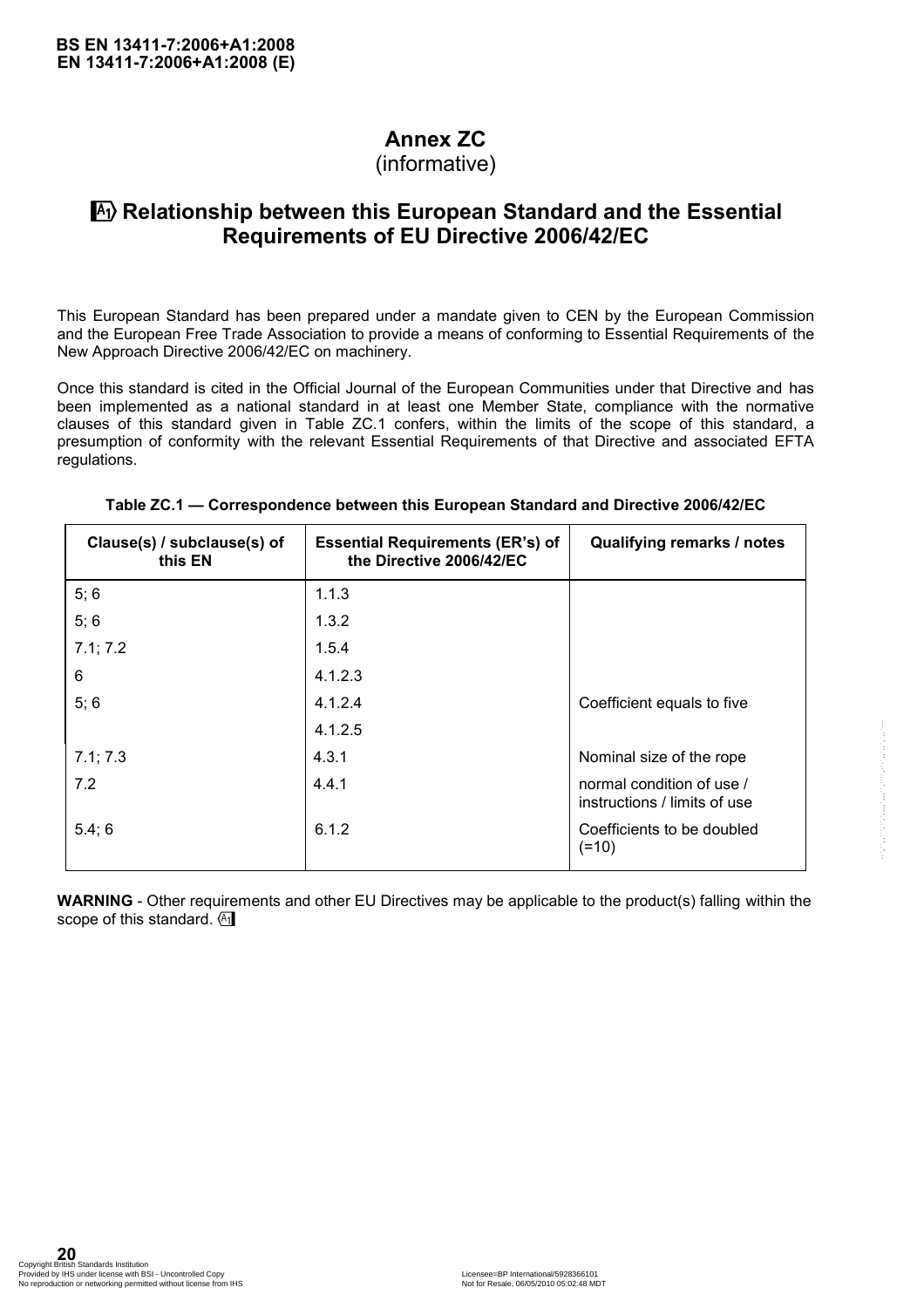# Annex ZC
(informative)

## A1) Relationship between this European Standard and the Essential Requirements of EU Directive 2006/42/EC

This European Standard has been prepared under a mandate given to CEN by the European Commission and the European Free Trade Association to provide a means of conforming to Essential Requirements of the New Approach Directive 2006/42/EC on machinery.

Once this standard is cited in the Official Journal of the European Communities under that Directive and has been implemented as a national standard in at least one Member State, compliance with the normative clauses of this standard given in Table ZC.1 confers, within the limits of the scope of this standard, a presumption of conformity with the relevant Essential Requirements of that Directive and associated EFTA regulations.

**Table ZC.1 — Correspondence between this European Standard and Directive 2006/42/EC**

| Clause(s) / subclause(s) of this EN | Essential Requirements (ER's) of the Directive 2006/42/EC | Qualifying remarks / notes |
|---|---|---|
| 5; 6 | 1.1.3 | |
| 5; 6 | 1.3.2 | |
| 7.1; 7.2 | 1.5.4 | |
| 6 | 4.1.2.3 | |
| 5; 6 | 4.1.2.4 | Coefficient equals to five |
| | 4.1.2.5 | |
| 7.1; 7.3 | 4.3.1 | Nominal size of the rope |
| 7.2 | 4.4.1 | normal condition of use / instructions / limits of use |
| 5.4; 6 | 6.1.2 | Coefficients to be doubled (=10) |

**WARNING** - Other requirements and other EU Directives may be applicable to the product(s) falling within the scope of this standard. (A1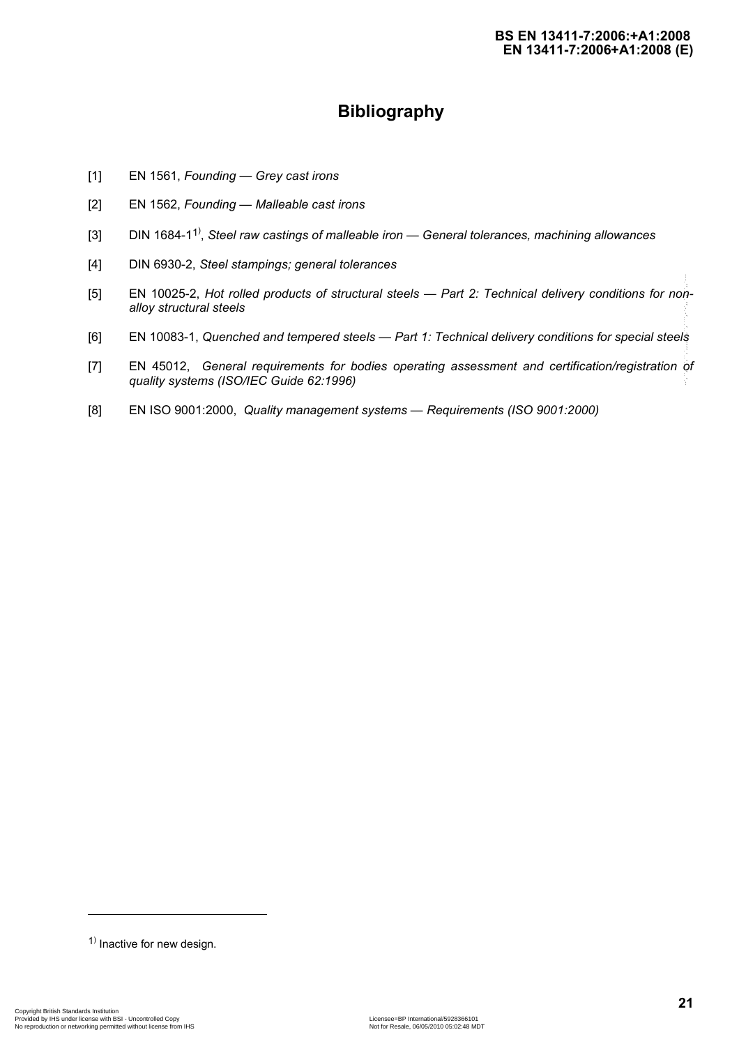# Bibliography

[1] EN 1561, *Founding — Grey cast irons*

[2] EN 1562, *Founding — Malleable cast irons*

[3] DIN 1684-1[1)], *Steel raw castings of malleable iron — General tolerances, machining allowances*

[4] DIN 6930-2, *Steel stampings; general tolerances*

[5] EN 10025-2, *Hot rolled products of structural steels — Part 2: Technical delivery conditions for non-alloy structural steels*

[6] EN 10083-1, *Quenched and tempered steels — Part 1: Technical delivery conditions for special steels*

[7] EN 45012, *General requirements for bodies operating assessment and certification/registration of quality systems (ISO/IEC Guide 62:1996)*

[8] EN ISO 9001:2000, *Quality management systems — Requirements (ISO 9001:2000)*

---

1) Inactive for new design.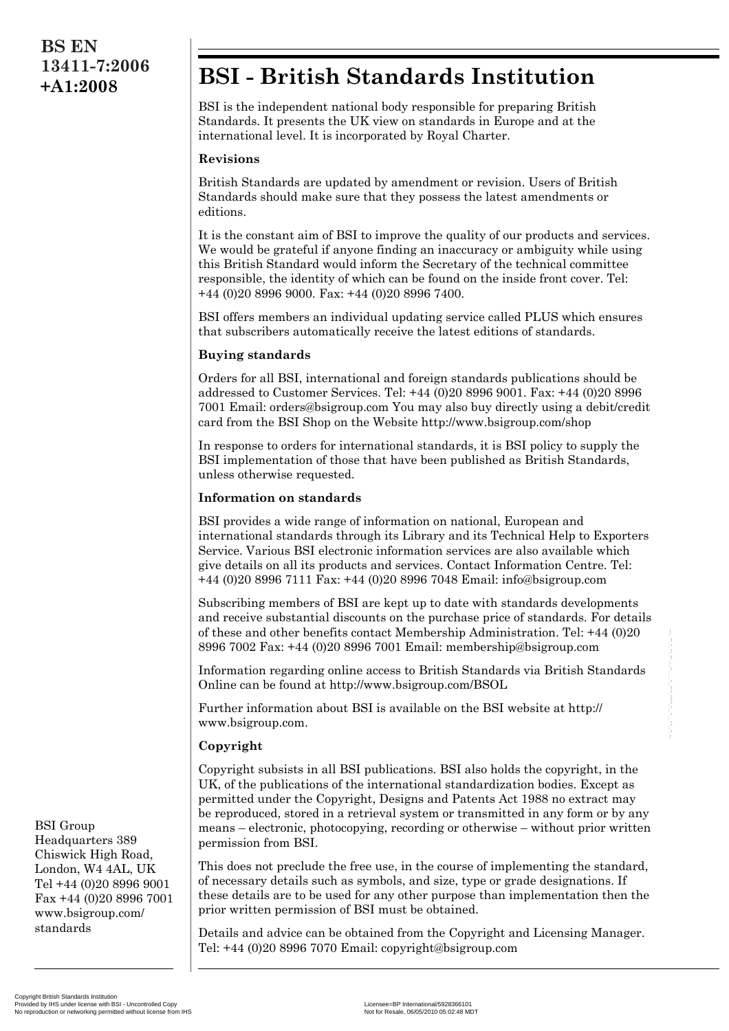**BS EN 13411-7:2006 +A1:2008**

# BSI - British Standards Institution

BSI is the independent national body responsible for preparing British Standards. It presents the UK view on standards in Europe and at the international level. It is incorporated by Royal Charter.

### Revisions

British Standards are updated by amendment or revision. Users of British Standards should make sure that they possess the latest amendments or editions.

It is the constant aim of BSI to improve the quality of our products and services. We would be grateful if anyone finding an inaccuracy or ambiguity while using this British Standard would inform the Secretary of the technical committee responsible, the identity of which can be found on the inside front cover. Tel: +44 (0)20 8996 9000. Fax: +44 (0)20 8996 7400.

BSI offers members an individual updating service called PLUS which ensures that subscribers automatically receive the latest editions of standards.

### Buying standards

Orders for all BSI, international and foreign standards publications should be addressed to Customer Services. Tel: +44 (0)20 8996 9001. Fax: +44 (0)20 8996 7001 Email: orders@bsigroup.com You may also buy directly using a debit/credit card from the BSI Shop on the Website http://www.bsigroup.com/shop

In response to orders for international standards, it is BSI policy to supply the BSI implementation of those that have been published as British Standards, unless otherwise requested.

### Information on standards

BSI provides a wide range of information on national, European and international standards through its Library and its Technical Help to Exporters Service. Various BSI electronic information services are also available which give details on all its products and services. Contact Information Centre. Tel: +44 (0)20 8996 7111 Fax: +44 (0)20 8996 7048 Email: info@bsigroup.com

Subscribing members of BSI are kept up to date with standards developments and receive substantial discounts on the purchase price of standards. For details of these and other benefits contact Membership Administration. Tel: +44 (0)20 8996 7002 Fax: +44 (0)20 8996 7001 Email: membership@bsigroup.com

Information regarding online access to British Standards via British Standards Online can be found at http://www.bsigroup.com/BSOL

Further information about BSI is available on the BSI website at http://www.bsigroup.com.

### Copyright

Copyright subsists in all BSI publications. BSI also holds the copyright, in the UK, of the publications of the international standardization bodies. Except as permitted under the Copyright, Designs and Patents Act 1988 no extract may be reproduced, stored in a retrieval system or transmitted in any form or by any means – electronic, photocopying, recording or otherwise – without prior written permission from BSI.

This does not preclude the free use, in the course of implementing the standard, of necessary details such as symbols, and size, type or grade designations. If these details are to be used for any other purpose than implementation then the prior written permission of BSI must be obtained.

Details and advice can be obtained from the Copyright and Licensing Manager. Tel: +44 (0)20 8996 7070 Email: copyright@bsigroup.com

BSI Group
Headquarters 389
Chiswick High Road,
London, W4 4AL, UK
Tel +44 (0)20 8996 9001
Fax +44 (0)20 8996 7001
www.bsigroup.com/
standards